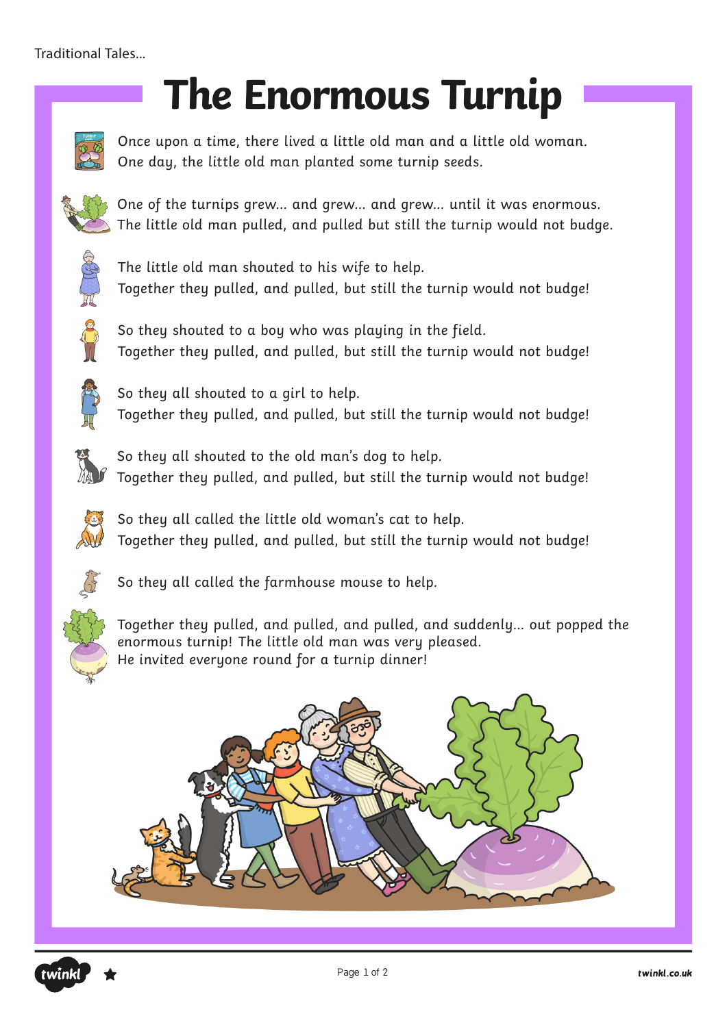Traditional Tales...

# The Enormous Turnip

Once upon a time, there lived a little old man and a little old woman.
One day, the little old man planted some turnip seeds.

One of the turnips grew... and grew... and grew... until it was enormous.
The little old man pulled, and pulled but still the turnip would not budge.

The little old man shouted to his wife to help.
Together they pulled, and pulled, but still the turnip would not budge!

So they shouted to a boy who was playing in the field.
Together they pulled, and pulled, but still the turnip would not budge!

So they all shouted to a girl to help.
Together they pulled, and pulled, but still the turnip would not budge!

So they all shouted to the old man's dog to help.
Together they pulled, and pulled, but still the turnip would not budge!

So they all called the little old woman's cat to help.
Together they pulled, and pulled, but still the turnip would not budge!

So they all called the farmhouse mouse to help.

Together they pulled, and pulled, and pulled, and suddenly... out popped the enormous turnip! The little old man was very pleased.
He invited everyone round for a turnip dinner!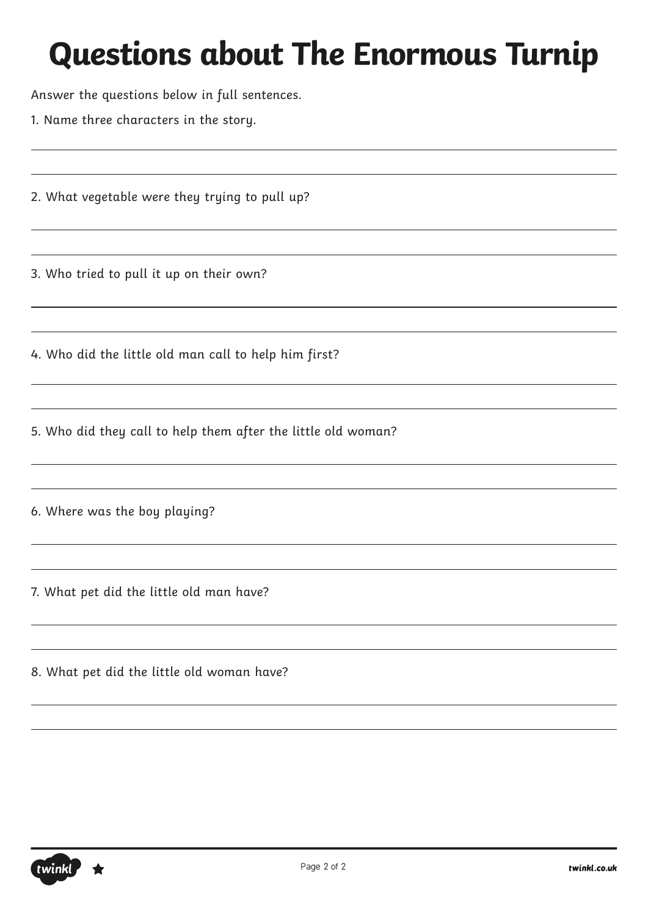# Questions about The Enormous Turnip

Answer the questions below in full sentences.

1. Name three characters in the story.

2. What vegetable were they trying to pull up?

3. Who tried to pull it up on their own?

4. Who did the little old man call to help him first?

5. Who did they call to help them after the little old woman?

6. Where was the boy playing?

7. What pet did the little old man have?

8. What pet did the little old woman have?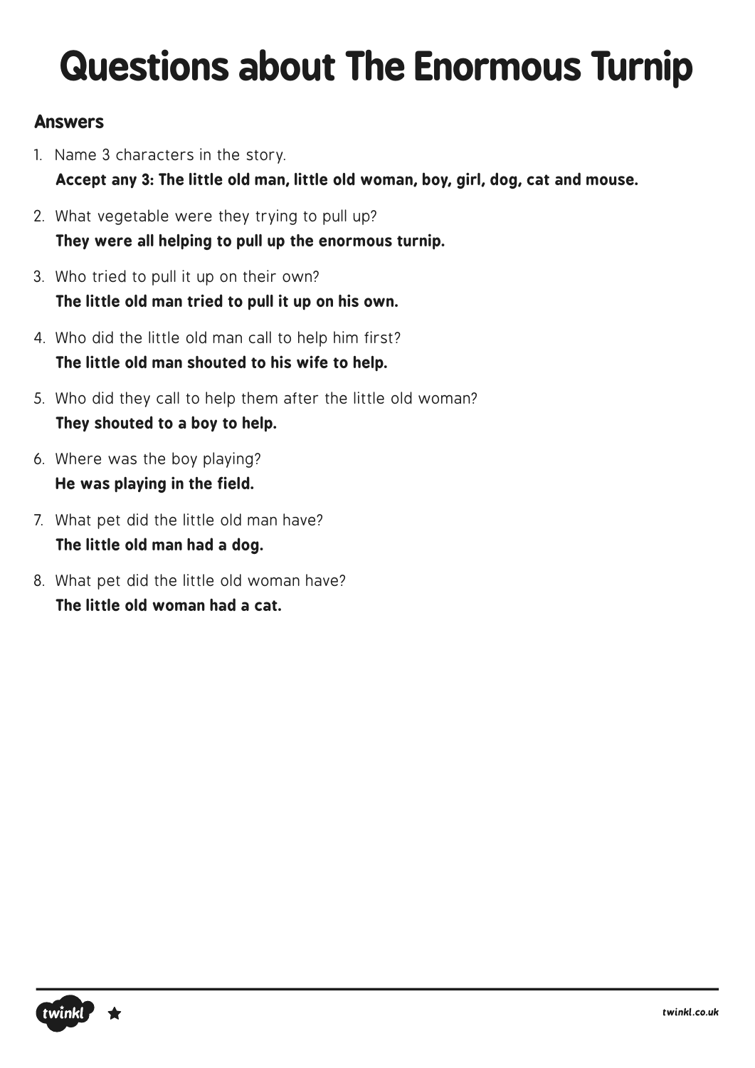# Questions about The Enormous Turnip

### Answers

1. Name 3 characters in the story.
   **Accept any 3: The little old man, little old woman, boy, girl, dog, cat and mouse.**
2. What vegetable were they trying to pull up?
   **They were all helping to pull up the enormous turnip.**
3. Who tried to pull it up on their own?
   **The little old man tried to pull it up on his own.**
4. Who did the little old man call to help him first?
   **The little old man shouted to his wife to help.**
5. Who did they call to help them after the little old woman?
   **They shouted to a boy to help.**
6. Where was the boy playing?
   **He was playing in the field.**
7. What pet did the little old man have?
   **The little old man had a dog.**
8. What pet did the little old woman have?
   **The little old woman had a cat.**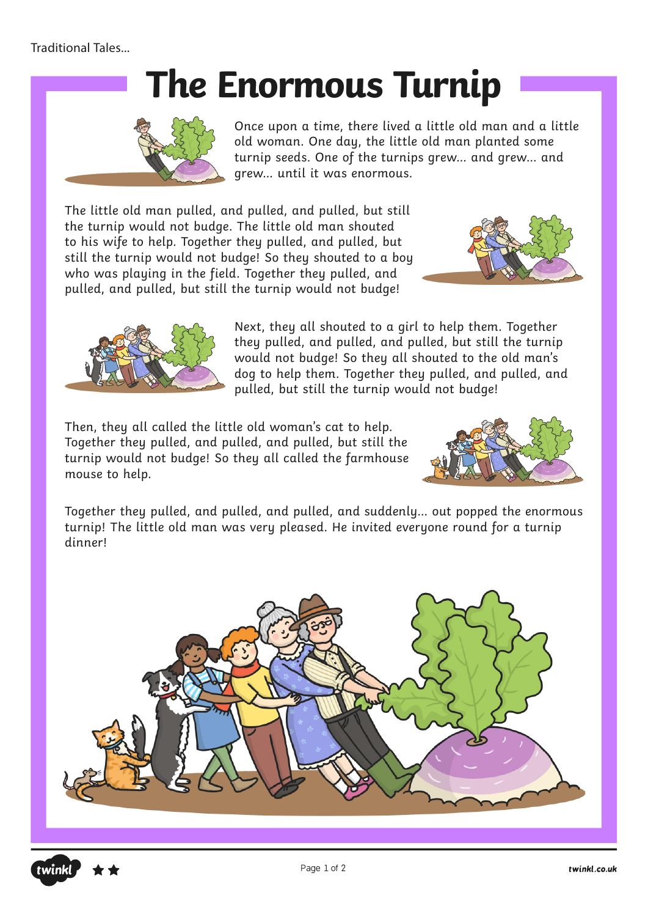Traditional Tales...

# The Enormous Turnip

Once upon a time, there lived a little old man and a little old woman. One day, the little old man planted some turnip seeds. One of the turnips grew… and grew… and grew… until it was enormous.

The little old man pulled, and pulled, and pulled, but still the turnip would not budge. The little old man shouted to his wife to help. Together they pulled, and pulled, but still the turnip would not budge! So they shouted to a boy who was playing in the field. Together they pulled, and pulled, and pulled, but still the turnip would not budge!

Next, they all shouted to a girl to help them. Together they pulled, and pulled, and pulled, but still the turnip would not budge! So they all shouted to the old man's dog to help them. Together they pulled, and pulled, and pulled, but still the turnip would not budge!

Then, they all called the little old woman's cat to help. Together they pulled, and pulled, and pulled, but still the turnip would not budge! So they all called the farmhouse mouse to help.

Together they pulled, and pulled, and pulled, and suddenly… out popped the enormous turnip! The little old man was very pleased. He invited everyone round for a turnip dinner!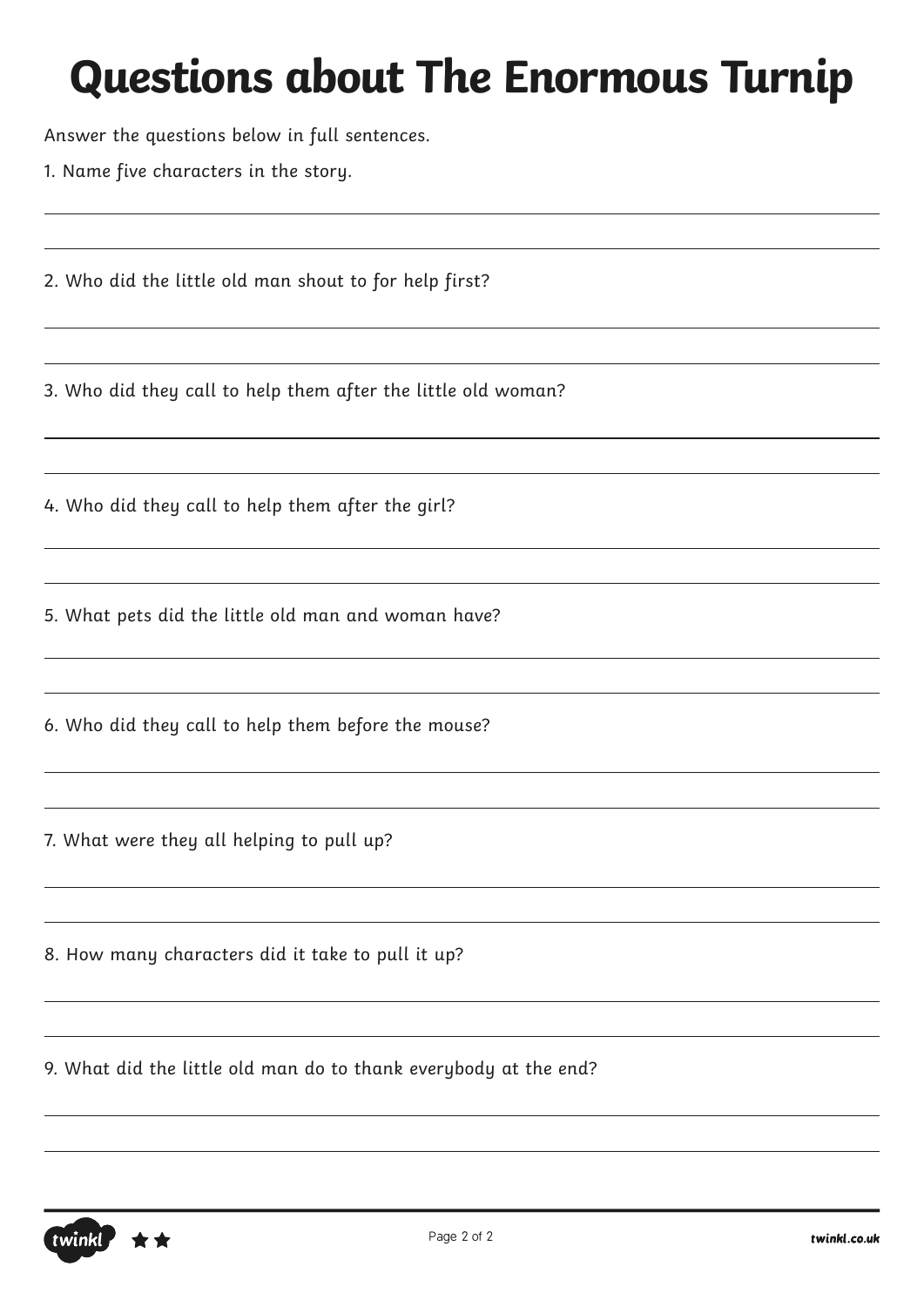# Questions about The Enormous Turnip

Answer the questions below in full sentences.

1. Name five characters in the story.

2. Who did the little old man shout to for help first?

3. Who did they call to help them after the little old woman?

4. Who did they call to help them after the girl?

5. What pets did the little old man and woman have?

6. Who did they call to help them before the mouse?

7. What were they all helping to pull up?

8. How many characters did it take to pull it up?

9. What did the little old man do to thank everybody at the end?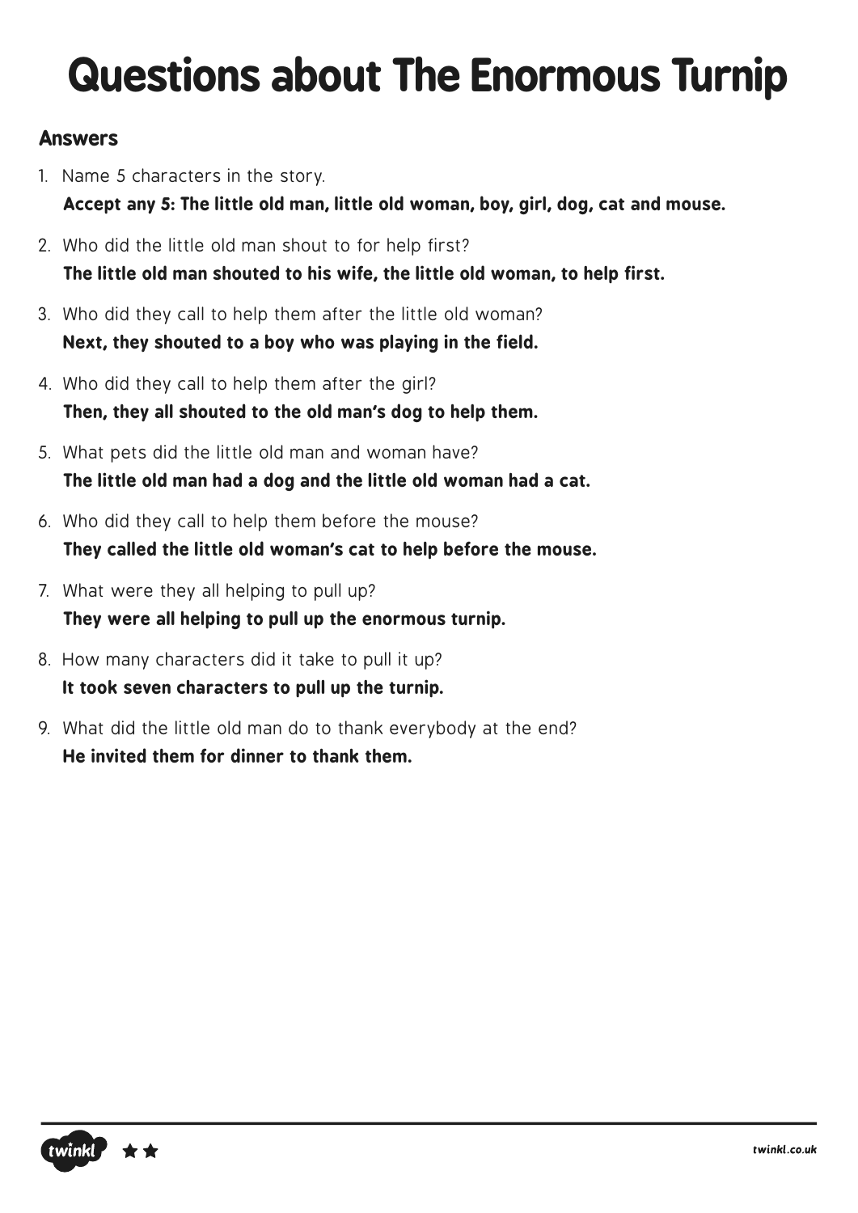# Questions about The Enormous Turnip

### Answers

1. Name 5 characters in the story.
   **Accept any 5: The little old man, little old woman, boy, girl, dog, cat and mouse.**
2. Who did the little old man shout to for help first?
   **The little old man shouted to his wife, the little old woman, to help first.**
3. Who did they call to help them after the little old woman?
   **Next, they shouted to a boy who was playing in the field.**
4. Who did they call to help them after the girl?
   **Then, they all shouted to the old man's dog to help them.**
5. What pets did the little old man and woman have?
   **The little old man had a dog and the little old woman had a cat.**
6. Who did they call to help them before the mouse?
   **They called the little old woman's cat to help before the mouse.**
7. What were they all helping to pull up?
   **They were all helping to pull up the enormous turnip.**
8. How many characters did it take to pull it up?
   **It took seven characters to pull up the turnip.**
9. What did the little old man do to thank everybody at the end?
   **He invited them for dinner to thank them.**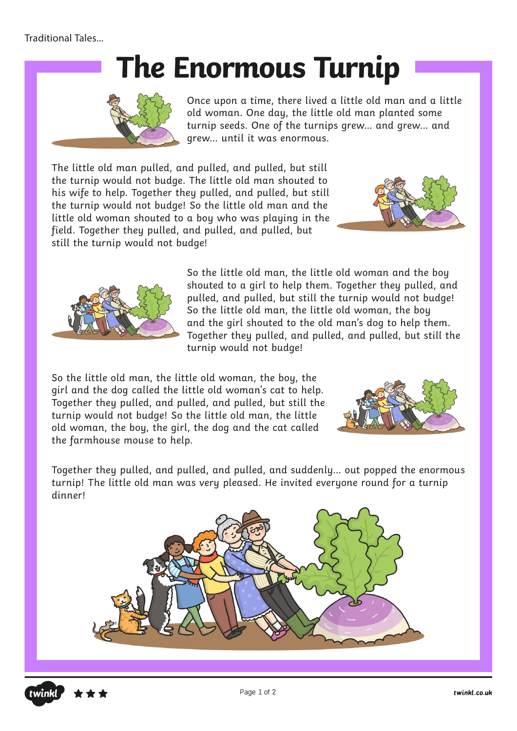Traditional Tales...

# The Enormous Turnip

Once upon a time, there lived a little old man and a little old woman. One day, the little old man planted some turnip seeds. One of the turnips grew... and grew... and grew... until it was enormous.

The little old man pulled, and pulled, and pulled, but still the turnip would not budge. The little old man shouted to his wife to help. Together they pulled, and pulled, but still the turnip would not budge! So the little old man and the little old woman shouted to a boy who was playing in the field. Together they pulled, and pulled, and pulled, but still the turnip would not budge!

So the little old man, the little old woman and the boy shouted to a girl to help them. Together they pulled, and pulled, and pulled, but still the turnip would not budge! So the little old man, the little old woman, the boy and the girl shouted to the old man's dog to help them. Together they pulled, and pulled, and pulled, but still the turnip would not budge!

So the little old man, the little old woman, the boy, the girl and the dog called the little old woman's cat to help. Together they pulled, and pulled, and pulled, but still the turnip would not budge! So the little old man, the little old woman, the boy, the girl, the dog and the cat called the farmhouse mouse to help.

Together they pulled, and pulled, and pulled, and suddenly... out popped the enormous turnip! The little old man was very pleased. He invited everyone round for a turnip dinner!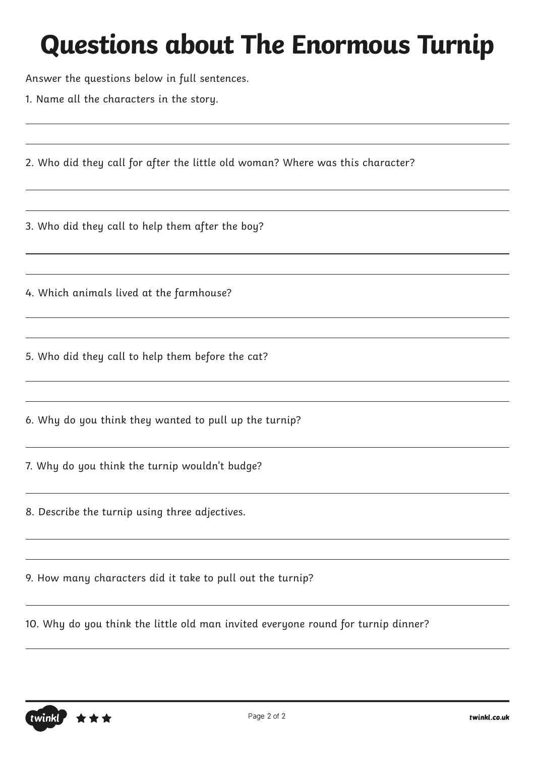# Questions about The Enormous Turnip

Answer the questions below in full sentences.

1. Name all the characters in the story.

2. Who did they call for after the little old woman? Where was this character?

3. Who did they call to help them after the boy?

4. Which animals lived at the farmhouse?

5. Who did they call to help them before the cat?

6. Why do you think they wanted to pull up the turnip?

7. Why do you think the turnip wouldn't budge?

8. Describe the turnip using three adjectives.

9. How many characters did it take to pull out the turnip?

10. Why do you think the little old man invited everyone round for turnip dinner?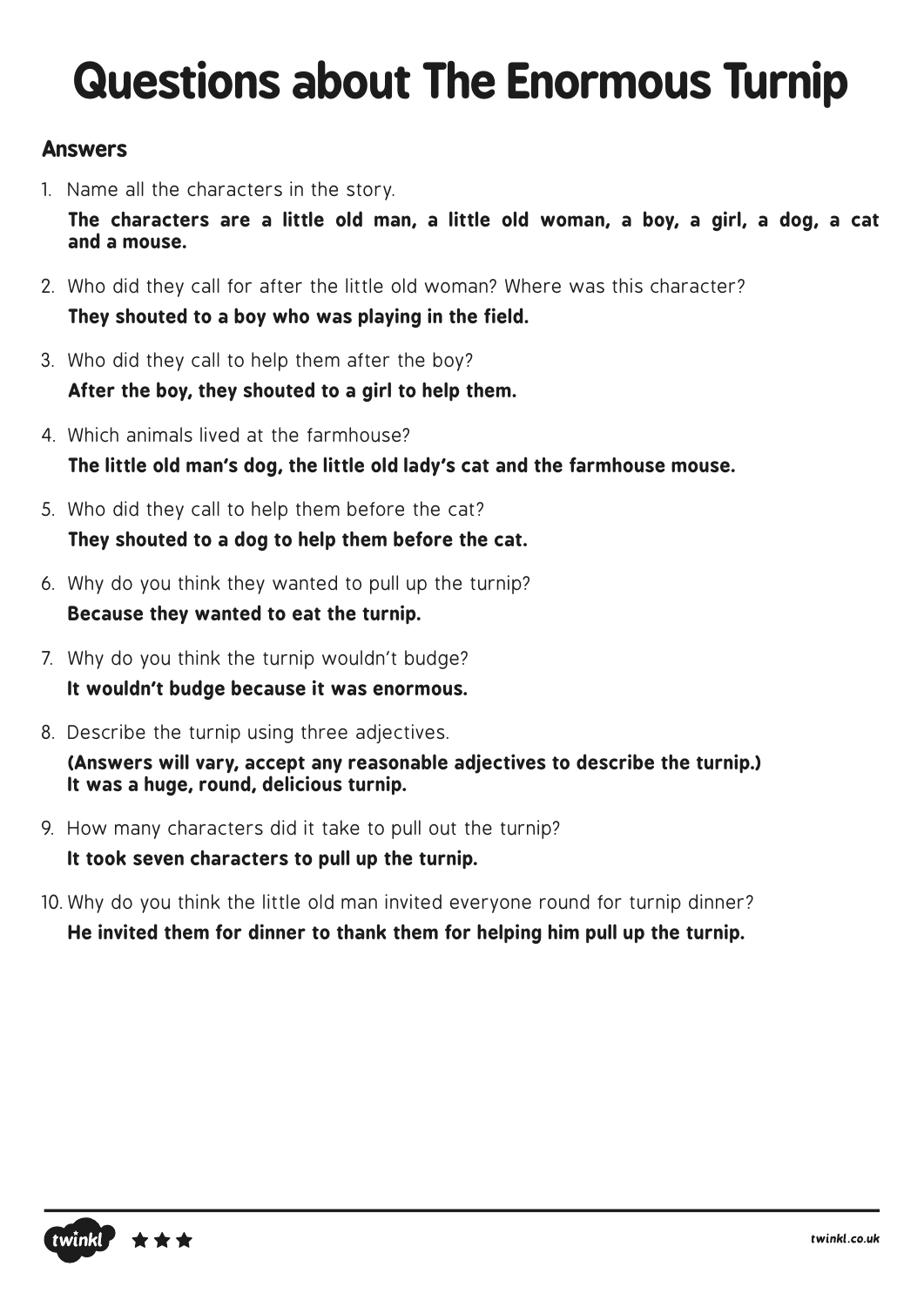# Questions about The Enormous Turnip

## Answers

1. Name all the characters in the story.
   **The characters are a little old man, a little old woman, a boy, a girl, a dog, a cat and a mouse.**

2. Who did they call for after the little old woman? Where was this character?
   **They shouted to a boy who was playing in the field.**

3. Who did they call to help them after the boy?
   **After the boy, they shouted to a girl to help them.**

4. Which animals lived at the farmhouse?
   **The little old man's dog, the little old lady's cat and the farmhouse mouse.**

5. Who did they call to help them before the cat?
   **They shouted to a dog to help them before the cat.**

6. Why do you think they wanted to pull up the turnip?
   **Because they wanted to eat the turnip.**

7. Why do you think the turnip wouldn't budge?
   **It wouldn't budge because it was enormous.**

8. Describe the turnip using three adjectives.
   **(Answers will vary, accept any reasonable adjectives to describe the turnip.)**
   **It was a huge, round, delicious turnip.**

9. How many characters did it take to pull out the turnip?
   **It took seven characters to pull up the turnip.**

10. Why do you think the little old man invited everyone round for turnip dinner?
    **He invited them for dinner to thank them for helping him pull up the turnip.**